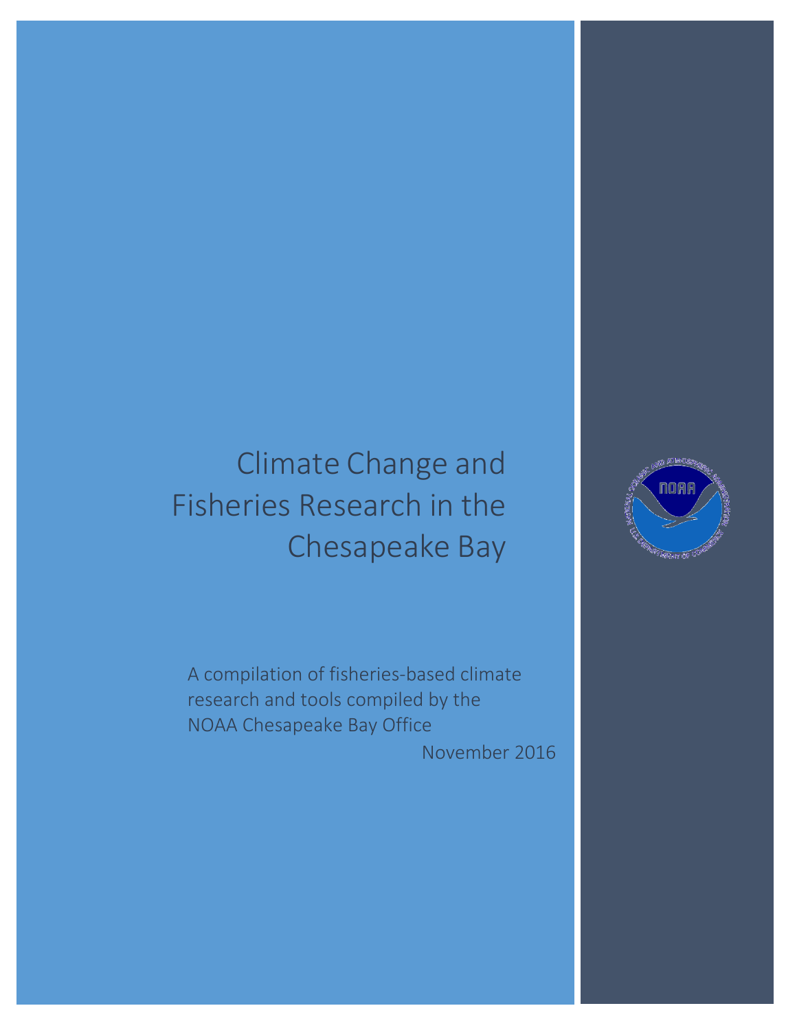# Climate Change and Fisheries Research in the Chesapeake Bay

A compilation of fisheries-based climate research and tools compiled by the NOAA Chesapeake Bay Office

November 2016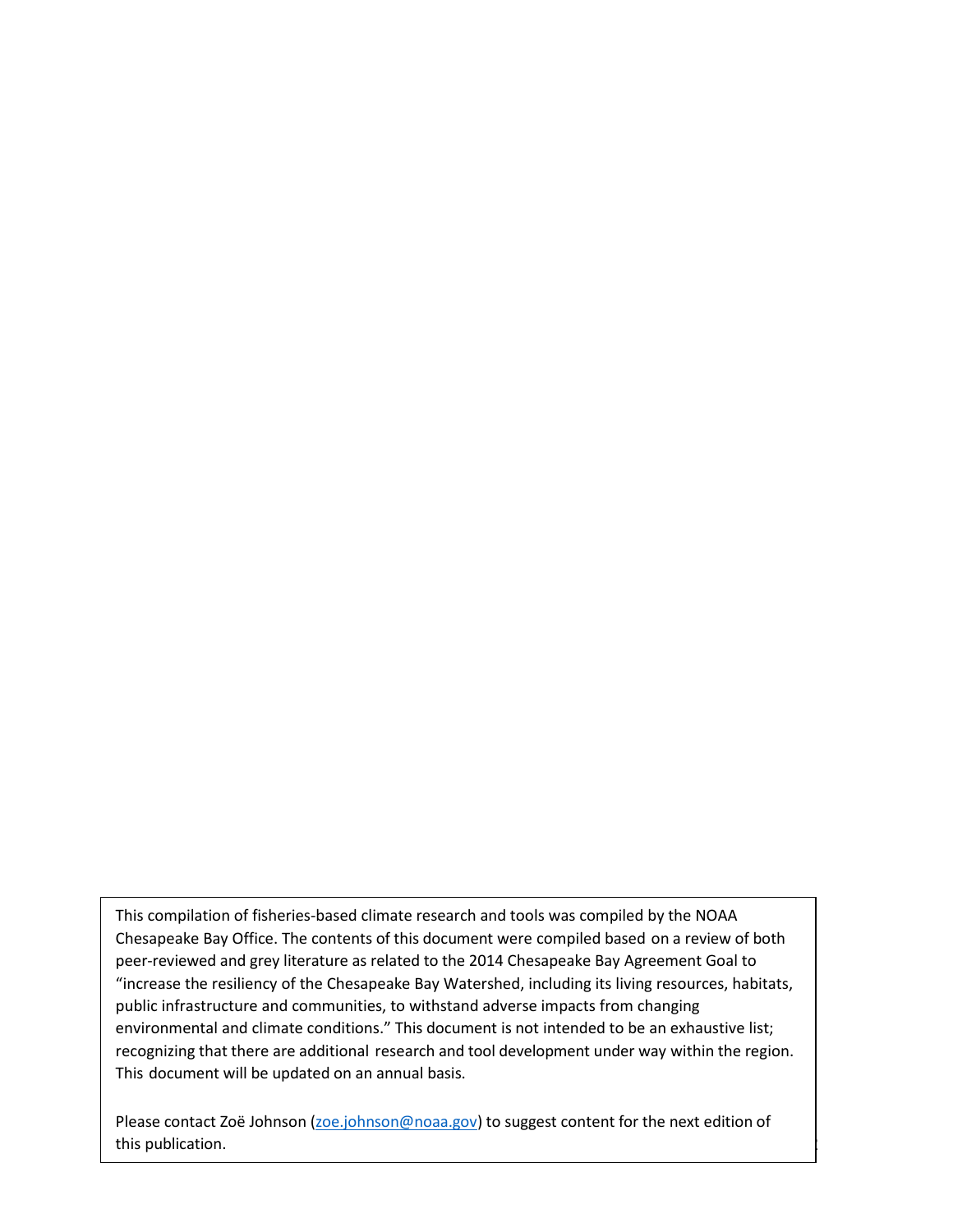This compilation of fisheries-based climate research and tools was compiled by the NOAA Chesapeake Bay Office. The contents of this document were compiled based on a review of both peer-reviewed and grey literature as related to the 2014 Chesapeake Bay Agreement Goal to "increase the resiliency of the Chesapeake Bay Watershed, including its living resources, habitats, public infrastructure and communities, to withstand adverse impacts from changing environmental and climate conditions." This document is not intended to be an exhaustive list; recognizing that there are additional research and tool development under way within the region. This document will be updated on an annual basis.

Please contact Zoë Johnson (zoe.johnson@noaa.gov) to suggest content for the next edition of this publication.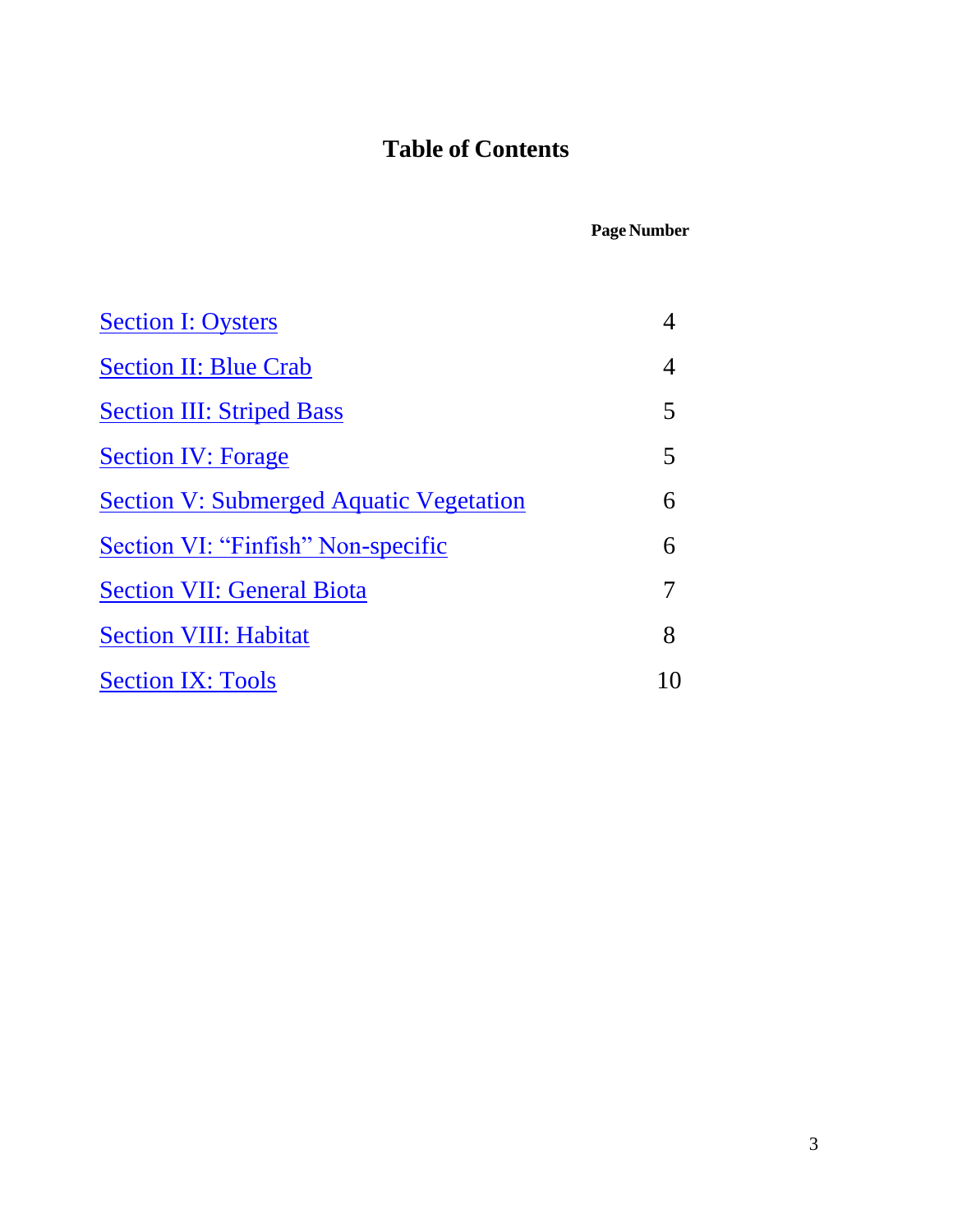# Table of Contents

| | Page Number |
|---|---|
| Section I: Oysters | 4 |
| Section II: Blue Crab | 4 |
| Section III: Striped Bass | 5 |
| Section IV: Forage | 5 |
| Section V: Submerged Aquatic Vegetation | 6 |
| Section VI: "Finfish" Non-specific | 6 |
| Section VII: General Biota | 7 |
| Section VIII: Habitat | 8 |
| Section IX: Tools | 10 |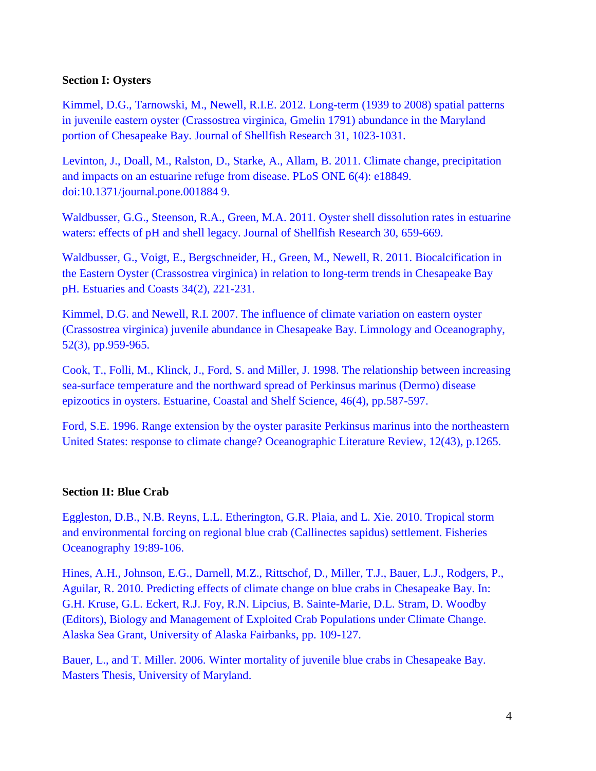**Section I: Oysters**

Kimmel, D.G., Tarnowski, M., Newell, R.I.E. 2012. Long-term (1939 to 2008) spatial patterns in juvenile eastern oyster (Crassostrea virginica, Gmelin 1791) abundance in the Maryland portion of Chesapeake Bay. Journal of Shellfish Research 31, 1023-1031.

Levinton, J., Doall, M., Ralston, D., Starke, A., Allam, B. 2011. Climate change, precipitation and impacts on an estuarine refuge from disease. PLoS ONE 6(4): e18849. doi:10.1371/journal.pone.001884 9.

Waldbusser, G.G., Steenson, R.A., Green, M.A. 2011. Oyster shell dissolution rates in estuarine waters: effects of pH and shell legacy. Journal of Shellfish Research 30, 659-669.

Waldbusser, G., Voigt, E., Bergschneider, H., Green, M., Newell, R. 2011. Biocalcification in the Eastern Oyster (Crassostrea virginica) in relation to long-term trends in Chesapeake Bay pH. Estuaries and Coasts 34(2), 221-231.

Kimmel, D.G. and Newell, R.I. 2007. The influence of climate variation on eastern oyster (Crassostrea virginica) juvenile abundance in Chesapeake Bay. Limnology and Oceanography, 52(3), pp.959-965.

Cook, T., Folli, M., Klinck, J., Ford, S. and Miller, J. 1998. The relationship between increasing sea-surface temperature and the northward spread of Perkinsus marinus (Dermo) disease epizootics in oysters. Estuarine, Coastal and Shelf Science, 46(4), pp.587-597.

Ford, S.E. 1996. Range extension by the oyster parasite Perkinsus marinus into the northeastern United States: response to climate change? Oceanographic Literature Review, 12(43), p.1265.

**Section II: Blue Crab**

Eggleston, D.B., N.B. Reyns, L.L. Etherington, G.R. Plaia, and L. Xie. 2010. Tropical storm and environmental forcing on regional blue crab (Callinectes sapidus) settlement. Fisheries Oceanography 19:89-106.

Hines, A.H., Johnson, E.G., Darnell, M.Z., Rittschof, D., Miller, T.J., Bauer, L.J., Rodgers, P., Aguilar, R. 2010. Predicting effects of climate change on blue crabs in Chesapeake Bay. In: G.H. Kruse, G.L. Eckert, R.J. Foy, R.N. Lipcius, B. Sainte-Marie, D.L. Stram, D. Woodby (Editors), Biology and Management of Exploited Crab Populations under Climate Change. Alaska Sea Grant, University of Alaska Fairbanks, pp. 109-127.

Bauer, L., and T. Miller. 2006. Winter mortality of juvenile blue crabs in Chesapeake Bay. Masters Thesis, University of Maryland.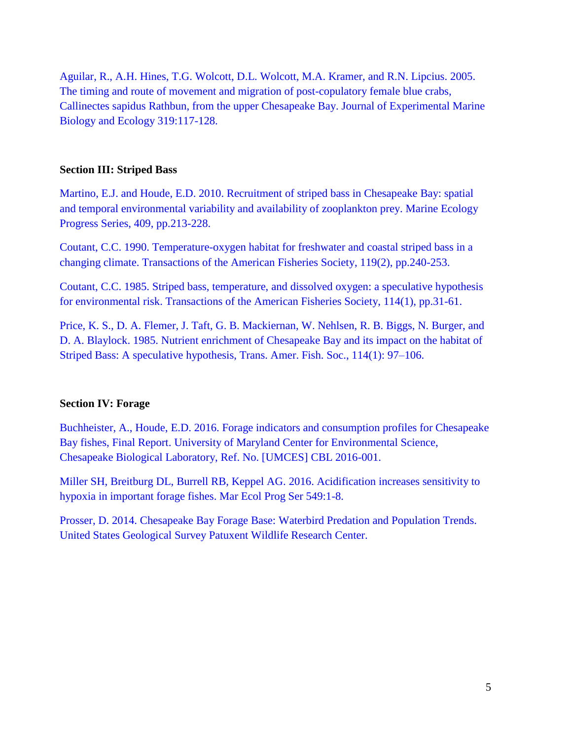Aguilar, R., A.H. Hines, T.G. Wolcott, D.L. Wolcott, M.A. Kramer, and R.N. Lipcius. 2005. The timing and route of movement and migration of post-copulatory female blue crabs, Callinectes sapidus Rathbun, from the upper Chesapeake Bay. Journal of Experimental Marine Biology and Ecology 319:117-128.

**Section III: Striped Bass**

Martino, E.J. and Houde, E.D. 2010. Recruitment of striped bass in Chesapeake Bay: spatial and temporal environmental variability and availability of zooplankton prey. Marine Ecology Progress Series, 409, pp.213-228.

Coutant, C.C. 1990. Temperature-oxygen habitat for freshwater and coastal striped bass in a changing climate. Transactions of the American Fisheries Society, 119(2), pp.240-253.

Coutant, C.C. 1985. Striped bass, temperature, and dissolved oxygen: a speculative hypothesis for environmental risk. Transactions of the American Fisheries Society, 114(1), pp.31-61.

Price, K. S., D. A. Flemer, J. Taft, G. B. Mackiernan, W. Nehlsen, R. B. Biggs, N. Burger, and D. A. Blaylock. 1985. Nutrient enrichment of Chesapeake Bay and its impact on the habitat of Striped Bass: A speculative hypothesis, Trans. Amer. Fish. Soc., 114(1): 97–106.

**Section IV: Forage**

Buchheister, A., Houde, E.D. 2016. Forage indicators and consumption profiles for Chesapeake Bay fishes, Final Report. University of Maryland Center for Environmental Science, Chesapeake Biological Laboratory, Ref. No. [UMCES] CBL 2016-001.

Miller SH, Breitburg DL, Burrell RB, Keppel AG. 2016. Acidification increases sensitivity to hypoxia in important forage fishes. Mar Ecol Prog Ser 549:1-8.

Prosser, D. 2014. Chesapeake Bay Forage Base: Waterbird Predation and Population Trends. United States Geological Survey Patuxent Wildlife Research Center.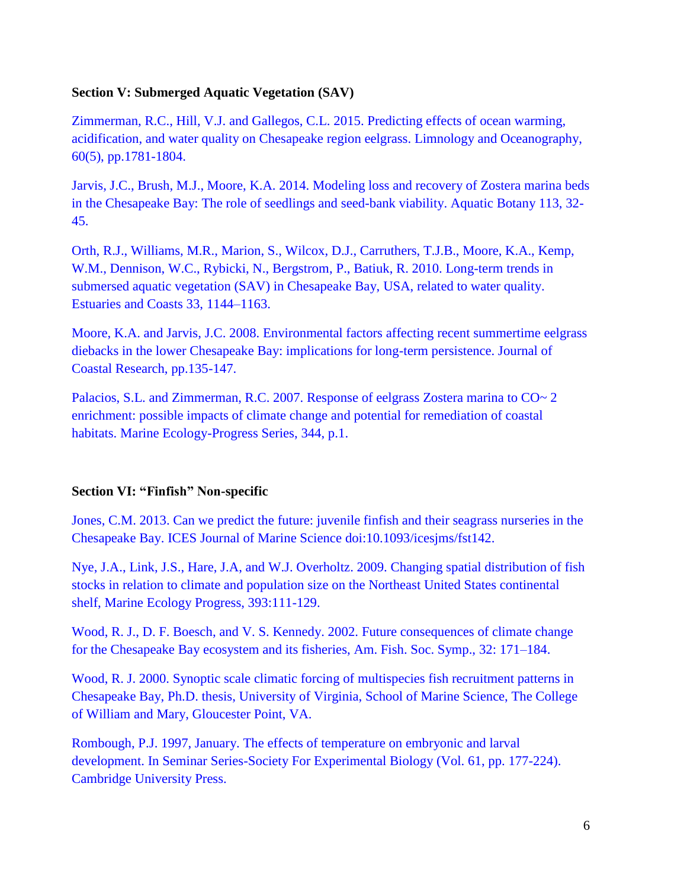**Section V: Submerged Aquatic Vegetation (SAV)**

Zimmerman, R.C., Hill, V.J. and Gallegos, C.L. 2015. Predicting effects of ocean warming, acidification, and water quality on Chesapeake region eelgrass. Limnology and Oceanography, 60(5), pp.1781-1804.

Jarvis, J.C., Brush, M.J., Moore, K.A. 2014. Modeling loss and recovery of Zostera marina beds in the Chesapeake Bay: The role of seedlings and seed-bank viability. Aquatic Botany 113, 32-45.

Orth, R.J., Williams, M.R., Marion, S., Wilcox, D.J., Carruthers, T.J.B., Moore, K.A., Kemp, W.M., Dennison, W.C., Rybicki, N., Bergstrom, P., Batiuk, R. 2010. Long-term trends in submersed aquatic vegetation (SAV) in Chesapeake Bay, USA, related to water quality. Estuaries and Coasts 33, 1144–1163.

Moore, K.A. and Jarvis, J.C. 2008. Environmental factors affecting recent summertime eelgrass diebacks in the lower Chesapeake Bay: implications for long-term persistence. Journal of Coastal Research, pp.135-147.

Palacios, S.L. and Zimmerman, R.C. 2007. Response of eelgrass Zostera marina to CO~ 2 enrichment: possible impacts of climate change and potential for remediation of coastal habitats. Marine Ecology-Progress Series, 344, p.1.

**Section VI: "Finfish" Non-specific**

Jones, C.M. 2013. Can we predict the future: juvenile finfish and their seagrass nurseries in the Chesapeake Bay. ICES Journal of Marine Science doi:10.1093/icesjms/fst142.

Nye, J.A., Link, J.S., Hare, J.A, and W.J. Overholtz. 2009. Changing spatial distribution of fish stocks in relation to climate and population size on the Northeast United States continental shelf, Marine Ecology Progress, 393:111-129.

Wood, R. J., D. F. Boesch, and V. S. Kennedy. 2002. Future consequences of climate change for the Chesapeake Bay ecosystem and its fisheries, Am. Fish. Soc. Symp., 32: 171–184.

Wood, R. J. 2000. Synoptic scale climatic forcing of multispecies fish recruitment patterns in Chesapeake Bay, Ph.D. thesis, University of Virginia, School of Marine Science, The College of William and Mary, Gloucester Point, VA.

Rombough, P.J. 1997, January. The effects of temperature on embryonic and larval development. In Seminar Series-Society For Experimental Biology (Vol. 61, pp. 177-224). Cambridge University Press.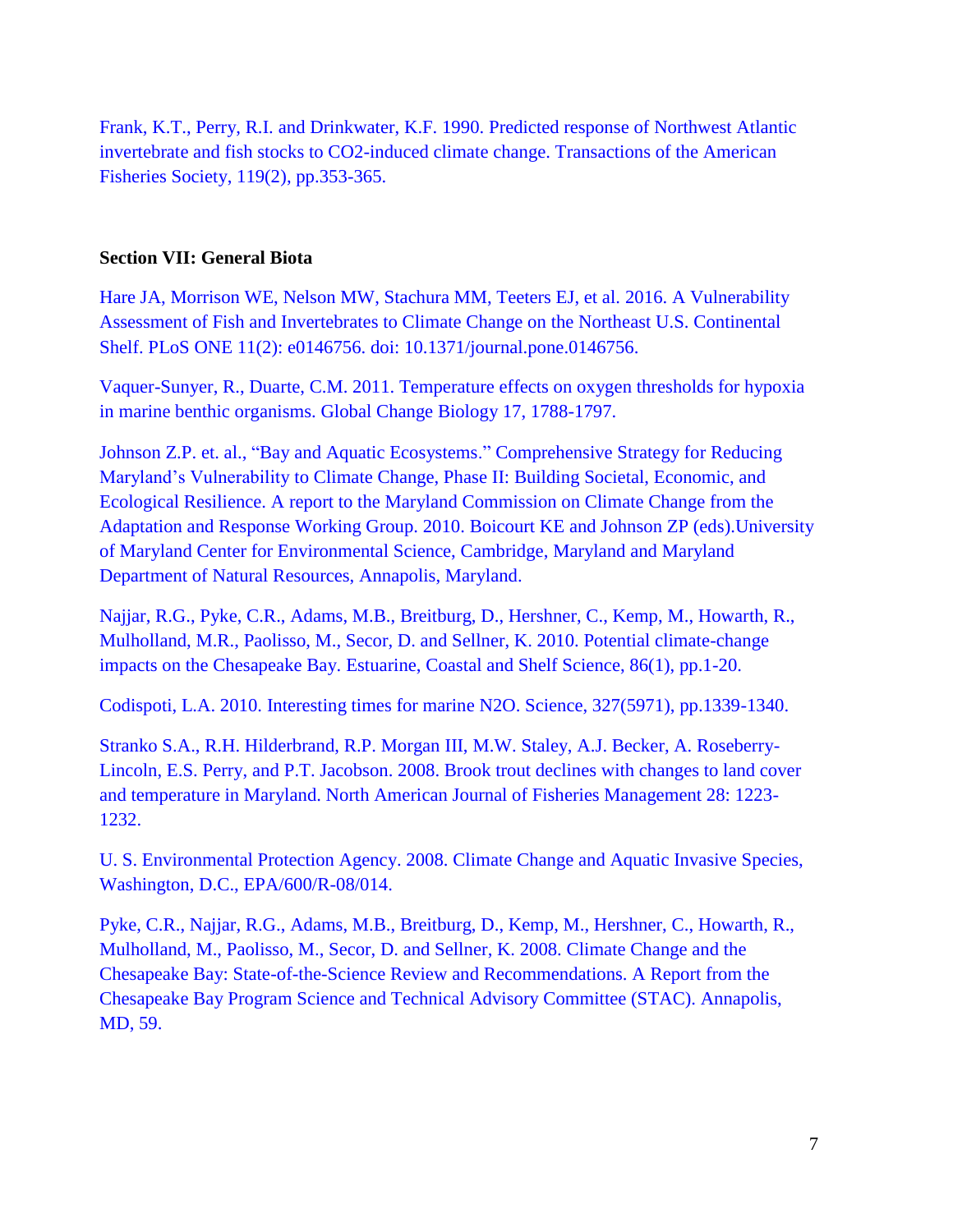Frank, K.T., Perry, R.I. and Drinkwater, K.F. 1990. Predicted response of Northwest Atlantic invertebrate and fish stocks to CO2-induced climate change. Transactions of the American Fisheries Society, 119(2), pp.353-365.

**Section VII: General Biota**

Hare JA, Morrison WE, Nelson MW, Stachura MM, Teeters EJ, et al. 2016. A Vulnerability Assessment of Fish and Invertebrates to Climate Change on the Northeast U.S. Continental Shelf. PLoS ONE 11(2): e0146756. doi: 10.1371/journal.pone.0146756.

Vaquer-Sunyer, R., Duarte, C.M. 2011. Temperature effects on oxygen thresholds for hypoxia in marine benthic organisms. Global Change Biology 17, 1788-1797.

Johnson Z.P. et. al., "Bay and Aquatic Ecosystems." Comprehensive Strategy for Reducing Maryland's Vulnerability to Climate Change, Phase II: Building Societal, Economic, and Ecological Resilience. A report to the Maryland Commission on Climate Change from the Adaptation and Response Working Group. 2010. Boicourt KE and Johnson ZP (eds).University of Maryland Center for Environmental Science, Cambridge, Maryland and Maryland Department of Natural Resources, Annapolis, Maryland.

Najjar, R.G., Pyke, C.R., Adams, M.B., Breitburg, D., Hershner, C., Kemp, M., Howarth, R., Mulholland, M.R., Paolisso, M., Secor, D. and Sellner, K. 2010. Potential climate-change impacts on the Chesapeake Bay. Estuarine, Coastal and Shelf Science, 86(1), pp.1-20.

Codispoti, L.A. 2010. Interesting times for marine N2O. Science, 327(5971), pp.1339-1340.

Stranko S.A., R.H. Hilderbrand, R.P. Morgan III, M.W. Staley, A.J. Becker, A. Roseberry-Lincoln, E.S. Perry, and P.T. Jacobson. 2008. Brook trout declines with changes to land cover and temperature in Maryland. North American Journal of Fisheries Management 28: 1223-1232.

U. S. Environmental Protection Agency. 2008. Climate Change and Aquatic Invasive Species, Washington, D.C., EPA/600/R-08/014.

Pyke, C.R., Najjar, R.G., Adams, M.B., Breitburg, D., Kemp, M., Hershner, C., Howarth, R., Mulholland, M., Paolisso, M., Secor, D. and Sellner, K. 2008. Climate Change and the Chesapeake Bay: State-of-the-Science Review and Recommendations. A Report from the Chesapeake Bay Program Science and Technical Advisory Committee (STAC). Annapolis, MD, 59.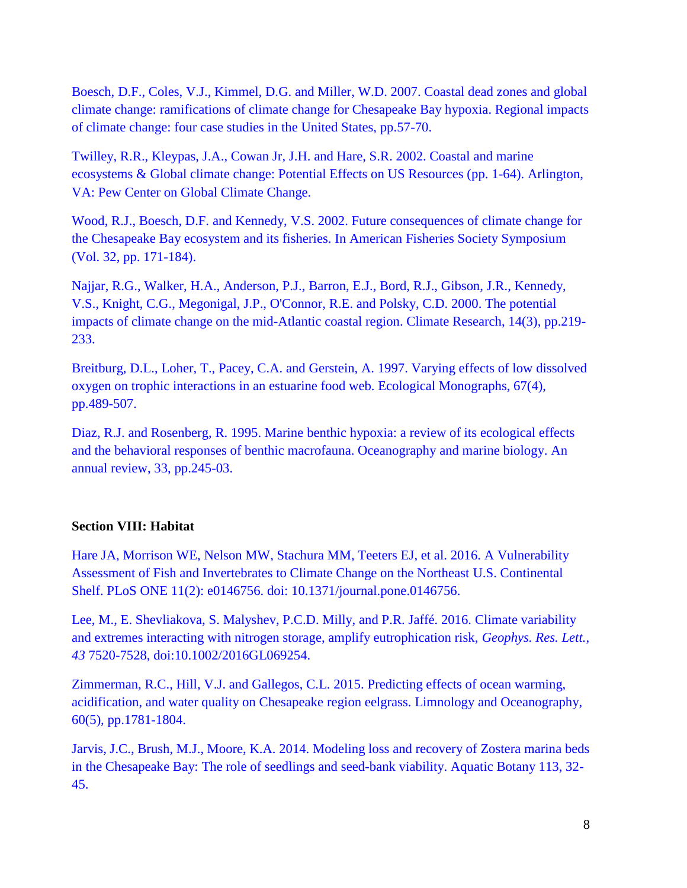Boesch, D.F., Coles, V.J., Kimmel, D.G. and Miller, W.D. 2007. Coastal dead zones and global climate change: ramifications of climate change for Chesapeake Bay hypoxia. Regional impacts of climate change: four case studies in the United States, pp.57-70.

Twilley, R.R., Kleypas, J.A., Cowan Jr, J.H. and Hare, S.R. 2002. Coastal and marine ecosystems & Global climate change: Potential Effects on US Resources (pp. 1-64). Arlington, VA: Pew Center on Global Climate Change.

Wood, R.J., Boesch, D.F. and Kennedy, V.S. 2002. Future consequences of climate change for the Chesapeake Bay ecosystem and its fisheries. In American Fisheries Society Symposium (Vol. 32, pp. 171-184).

Najjar, R.G., Walker, H.A., Anderson, P.J., Barron, E.J., Bord, R.J., Gibson, J.R., Kennedy, V.S., Knight, C.G., Megonigal, J.P., O'Connor, R.E. and Polsky, C.D. 2000. The potential impacts of climate change on the mid-Atlantic coastal region. Climate Research, 14(3), pp.219-233.

Breitburg, D.L., Loher, T., Pacey, C.A. and Gerstein, A. 1997. Varying effects of low dissolved oxygen on trophic interactions in an estuarine food web. Ecological Monographs, 67(4), pp.489-507.

Diaz, R.J. and Rosenberg, R. 1995. Marine benthic hypoxia: a review of its ecological effects and the behavioral responses of benthic macrofauna. Oceanography and marine biology. An annual review, 33, pp.245-03.

**Section VIII: Habitat**

Hare JA, Morrison WE, Nelson MW, Stachura MM, Teeters EJ, et al. 2016. A Vulnerability Assessment of Fish and Invertebrates to Climate Change on the Northeast U.S. Continental Shelf. PLoS ONE 11(2): e0146756. doi: 10.1371/journal.pone.0146756.

Lee, M., E. Shevliakova, S. Malyshev, P.C.D. Milly, and P.R. Jaffé. 2016. Climate variability and extremes interacting with nitrogen storage, amplify eutrophication risk, *Geophys. Res. Lett., 43* 7520-7528, doi:10.1002/2016GL069254.

Zimmerman, R.C., Hill, V.J. and Gallegos, C.L. 2015. Predicting effects of ocean warming, acidification, and water quality on Chesapeake region eelgrass. Limnology and Oceanography, 60(5), pp.1781-1804.

Jarvis, J.C., Brush, M.J., Moore, K.A. 2014. Modeling loss and recovery of Zostera marina beds in the Chesapeake Bay: The role of seedlings and seed-bank viability. Aquatic Botany 113, 32-45.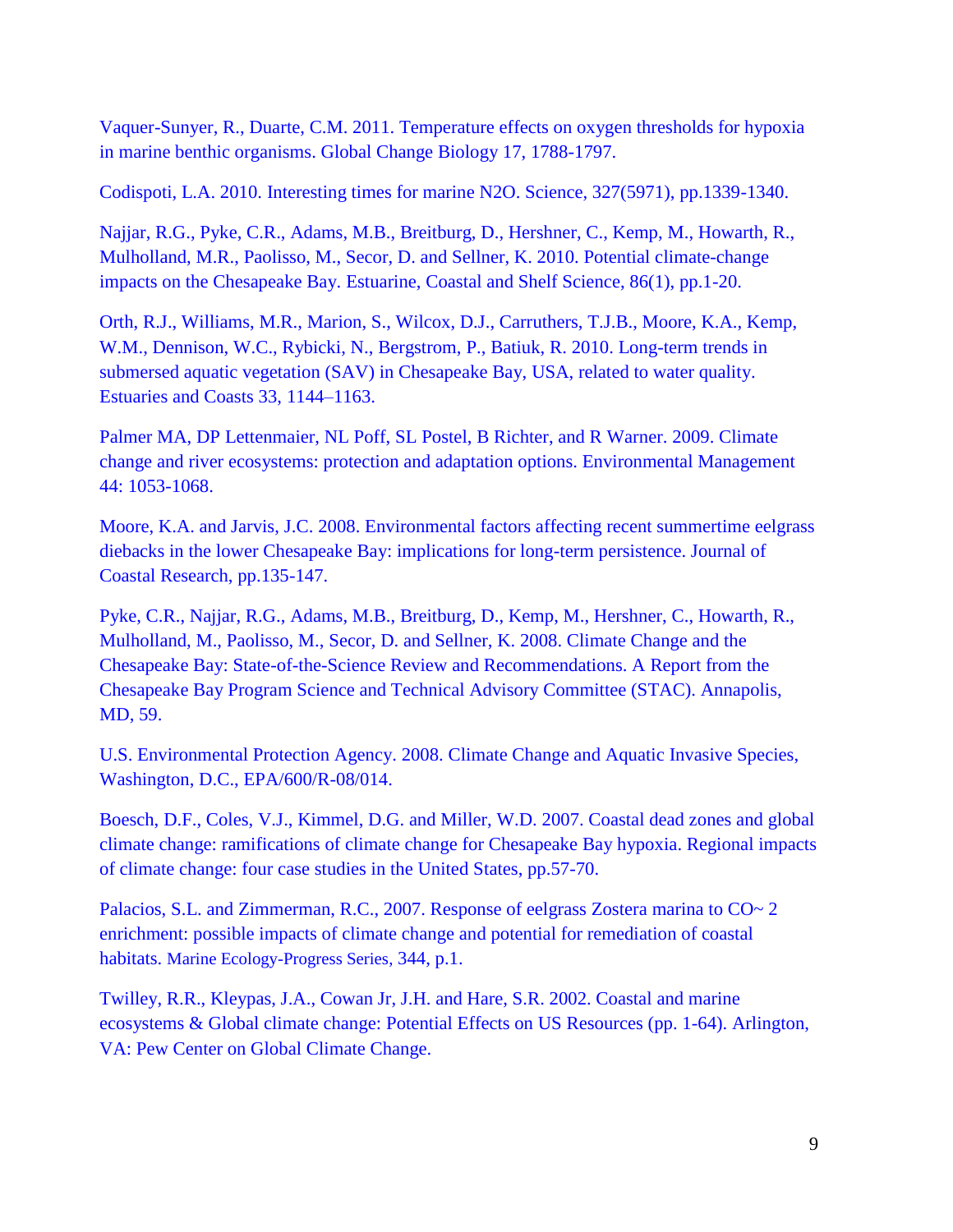Vaquer-Sunyer, R., Duarte, C.M. 2011. Temperature effects on oxygen thresholds for hypoxia in marine benthic organisms. Global Change Biology 17, 1788-1797.

Codispoti, L.A. 2010. Interesting times for marine N2O. Science, 327(5971), pp.1339-1340.

Najjar, R.G., Pyke, C.R., Adams, M.B., Breitburg, D., Hershner, C., Kemp, M., Howarth, R., Mulholland, M.R., Paolisso, M., Secor, D. and Sellner, K. 2010. Potential climate-change impacts on the Chesapeake Bay. Estuarine, Coastal and Shelf Science, 86(1), pp.1-20.

Orth, R.J., Williams, M.R., Marion, S., Wilcox, D.J., Carruthers, T.J.B., Moore, K.A., Kemp, W.M., Dennison, W.C., Rybicki, N., Bergstrom, P., Batiuk, R. 2010. Long-term trends in submersed aquatic vegetation (SAV) in Chesapeake Bay, USA, related to water quality. Estuaries and Coasts 33, 1144–1163.

Palmer MA, DP Lettenmaier, NL Poff, SL Postel, B Richter, and R Warner. 2009. Climate change and river ecosystems: protection and adaptation options. Environmental Management 44: 1053-1068.

Moore, K.A. and Jarvis, J.C. 2008. Environmental factors affecting recent summertime eelgrass diebacks in the lower Chesapeake Bay: implications for long-term persistence. Journal of Coastal Research, pp.135-147.

Pyke, C.R., Najjar, R.G., Adams, M.B., Breitburg, D., Kemp, M., Hershner, C., Howarth, R., Mulholland, M., Paolisso, M., Secor, D. and Sellner, K. 2008. Climate Change and the Chesapeake Bay: State-of-the-Science Review and Recommendations. A Report from the Chesapeake Bay Program Science and Technical Advisory Committee (STAC). Annapolis, MD, 59.

U.S. Environmental Protection Agency. 2008. Climate Change and Aquatic Invasive Species, Washington, D.C., EPA/600/R-08/014.

Boesch, D.F., Coles, V.J., Kimmel, D.G. and Miller, W.D. 2007. Coastal dead zones and global climate change: ramifications of climate change for Chesapeake Bay hypoxia. Regional impacts of climate change: four case studies in the United States, pp.57-70.

Palacios, S.L. and Zimmerman, R.C., 2007. Response of eelgrass Zostera marina to CO~ 2 enrichment: possible impacts of climate change and potential for remediation of coastal habitats. Marine Ecology-Progress Series, 344, p.1.

Twilley, R.R., Kleypas, J.A., Cowan Jr, J.H. and Hare, S.R. 2002. Coastal and marine ecosystems & Global climate change: Potential Effects on US Resources (pp. 1-64). Arlington, VA: Pew Center on Global Climate Change.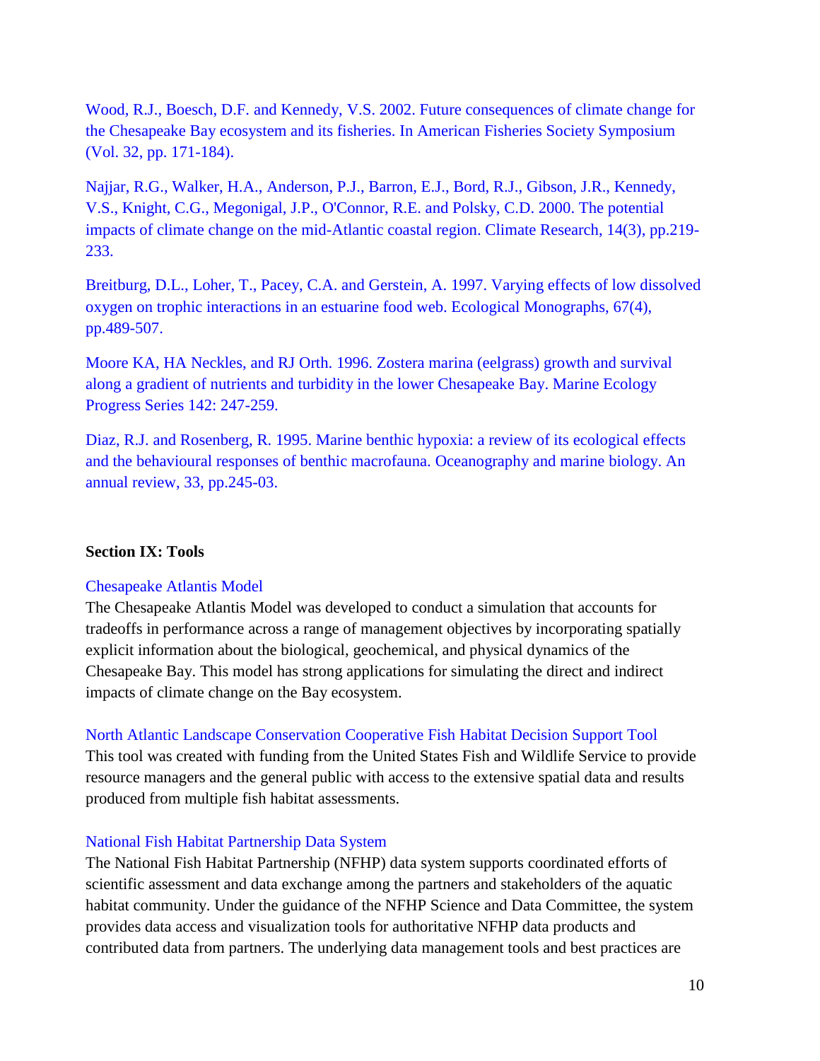Wood, R.J., Boesch, D.F. and Kennedy, V.S. 2002. Future consequences of climate change for the Chesapeake Bay ecosystem and its fisheries. In American Fisheries Society Symposium (Vol. 32, pp. 171-184).

Najjar, R.G., Walker, H.A., Anderson, P.J., Barron, E.J., Bord, R.J., Gibson, J.R., Kennedy, V.S., Knight, C.G., Megonigal, J.P., O'Connor, R.E. and Polsky, C.D. 2000. The potential impacts of climate change on the mid-Atlantic coastal region. Climate Research, 14(3), pp.219-233.

Breitburg, D.L., Loher, T., Pacey, C.A. and Gerstein, A. 1997. Varying effects of low dissolved oxygen on trophic interactions in an estuarine food web. Ecological Monographs, 67(4), pp.489-507.

Moore KA, HA Neckles, and RJ Orth. 1996. Zostera marina (eelgrass) growth and survival along a gradient of nutrients and turbidity in the lower Chesapeake Bay. Marine Ecology Progress Series 142: 247-259.

Diaz, R.J. and Rosenberg, R. 1995. Marine benthic hypoxia: a review of its ecological effects and the behavioural responses of benthic macrofauna. Oceanography and marine biology. An annual review, 33, pp.245-03.

**Section IX: Tools**

Chesapeake Atlantis Model
The Chesapeake Atlantis Model was developed to conduct a simulation that accounts for tradeoffs in performance across a range of management objectives by incorporating spatially explicit information about the biological, geochemical, and physical dynamics of the Chesapeake Bay. This model has strong applications for simulating the direct and indirect impacts of climate change on the Bay ecosystem.

North Atlantic Landscape Conservation Cooperative Fish Habitat Decision Support Tool
This tool was created with funding from the United States Fish and Wildlife Service to provide resource managers and the general public with access to the extensive spatial data and results produced from multiple fish habitat assessments.

National Fish Habitat Partnership Data System
The National Fish Habitat Partnership (NFHP) data system supports coordinated efforts of scientific assessment and data exchange among the partners and stakeholders of the aquatic habitat community. Under the guidance of the NFHP Science and Data Committee, the system provides data access and visualization tools for authoritative NFHP data products and contributed data from partners. The underlying data management tools and best practices are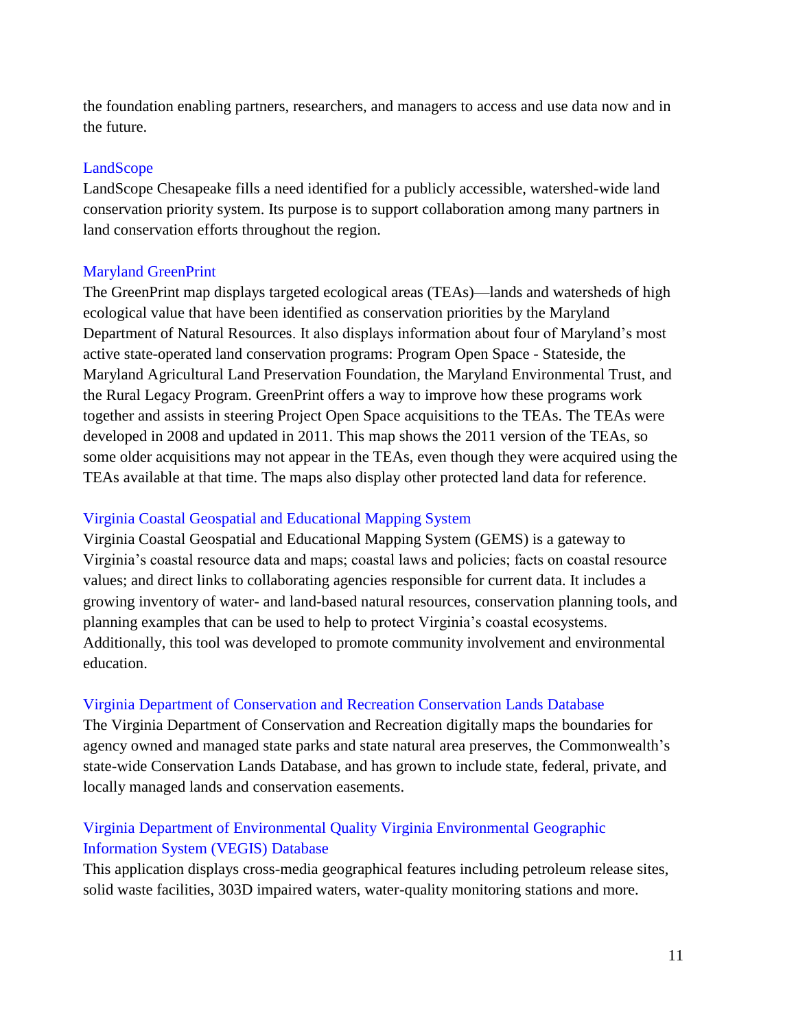the foundation enabling partners, researchers, and managers to access and use data now and in the future.

### LandScope

LandScope Chesapeake fills a need identified for a publicly accessible, watershed-wide land conservation priority system. Its purpose is to support collaboration among many partners in land conservation efforts throughout the region.

### Maryland GreenPrint

The GreenPrint map displays targeted ecological areas (TEAs)—lands and watersheds of high ecological value that have been identified as conservation priorities by the Maryland Department of Natural Resources. It also displays information about four of Maryland's most active state-operated land conservation programs: Program Open Space - Stateside, the Maryland Agricultural Land Preservation Foundation, the Maryland Environmental Trust, and the Rural Legacy Program. GreenPrint offers a way to improve how these programs work together and assists in steering Project Open Space acquisitions to the TEAs. The TEAs were developed in 2008 and updated in 2011. This map shows the 2011 version of the TEAs, so some older acquisitions may not appear in the TEAs, even though they were acquired using the TEAs available at that time. The maps also display other protected land data for reference.

### Virginia Coastal Geospatial and Educational Mapping System

Virginia Coastal Geospatial and Educational Mapping System (GEMS) is a gateway to Virginia's coastal resource data and maps; coastal laws and policies; facts on coastal resource values; and direct links to collaborating agencies responsible for current data. It includes a growing inventory of water- and land-based natural resources, conservation planning tools, and planning examples that can be used to help to protect Virginia's coastal ecosystems. Additionally, this tool was developed to promote community involvement and environmental education.

### Virginia Department of Conservation and Recreation Conservation Lands Database

The Virginia Department of Conservation and Recreation digitally maps the boundaries for agency owned and managed state parks and state natural area preserves, the Commonwealth's state-wide Conservation Lands Database, and has grown to include state, federal, private, and locally managed lands and conservation easements.

### Virginia Department of Environmental Quality Virginia Environmental Geographic Information System (VEGIS) Database

This application displays cross-media geographical features including petroleum release sites, solid waste facilities, 303D impaired waters, water-quality monitoring stations and more.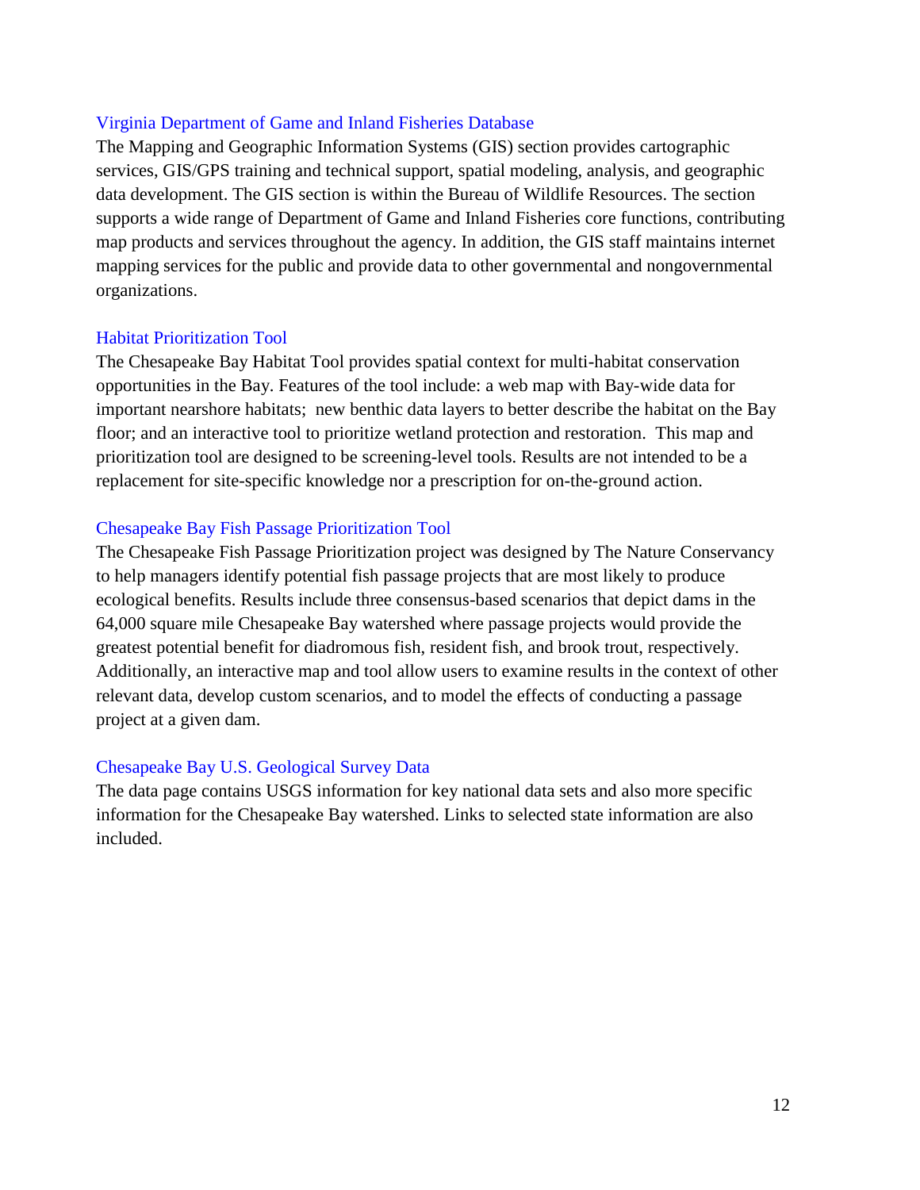### Virginia Department of Game and Inland Fisheries Database

The Mapping and Geographic Information Systems (GIS) section provides cartographic services, GIS/GPS training and technical support, spatial modeling, analysis, and geographic data development. The GIS section is within the Bureau of Wildlife Resources. The section supports a wide range of Department of Game and Inland Fisheries core functions, contributing map products and services throughout the agency. In addition, the GIS staff maintains internet mapping services for the public and provide data to other governmental and nongovernmental organizations.

### Habitat Prioritization Tool

The Chesapeake Bay Habitat Tool provides spatial context for multi-habitat conservation opportunities in the Bay. Features of the tool include: a web map with Bay-wide data for important nearshore habitats; new benthic data layers to better describe the habitat on the Bay floor; and an interactive tool to prioritize wetland protection and restoration. This map and prioritization tool are designed to be screening-level tools. Results are not intended to be a replacement for site-specific knowledge nor a prescription for on-the-ground action.

### Chesapeake Bay Fish Passage Prioritization Tool

The Chesapeake Fish Passage Prioritization project was designed by The Nature Conservancy to help managers identify potential fish passage projects that are most likely to produce ecological benefits. Results include three consensus-based scenarios that depict dams in the 64,000 square mile Chesapeake Bay watershed where passage projects would provide the greatest potential benefit for diadromous fish, resident fish, and brook trout, respectively. Additionally, an interactive map and tool allow users to examine results in the context of other relevant data, develop custom scenarios, and to model the effects of conducting a passage project at a given dam.

### Chesapeake Bay U.S. Geological Survey Data

The data page contains USGS information for key national data sets and also more specific information for the Chesapeake Bay watershed. Links to selected state information are also included.